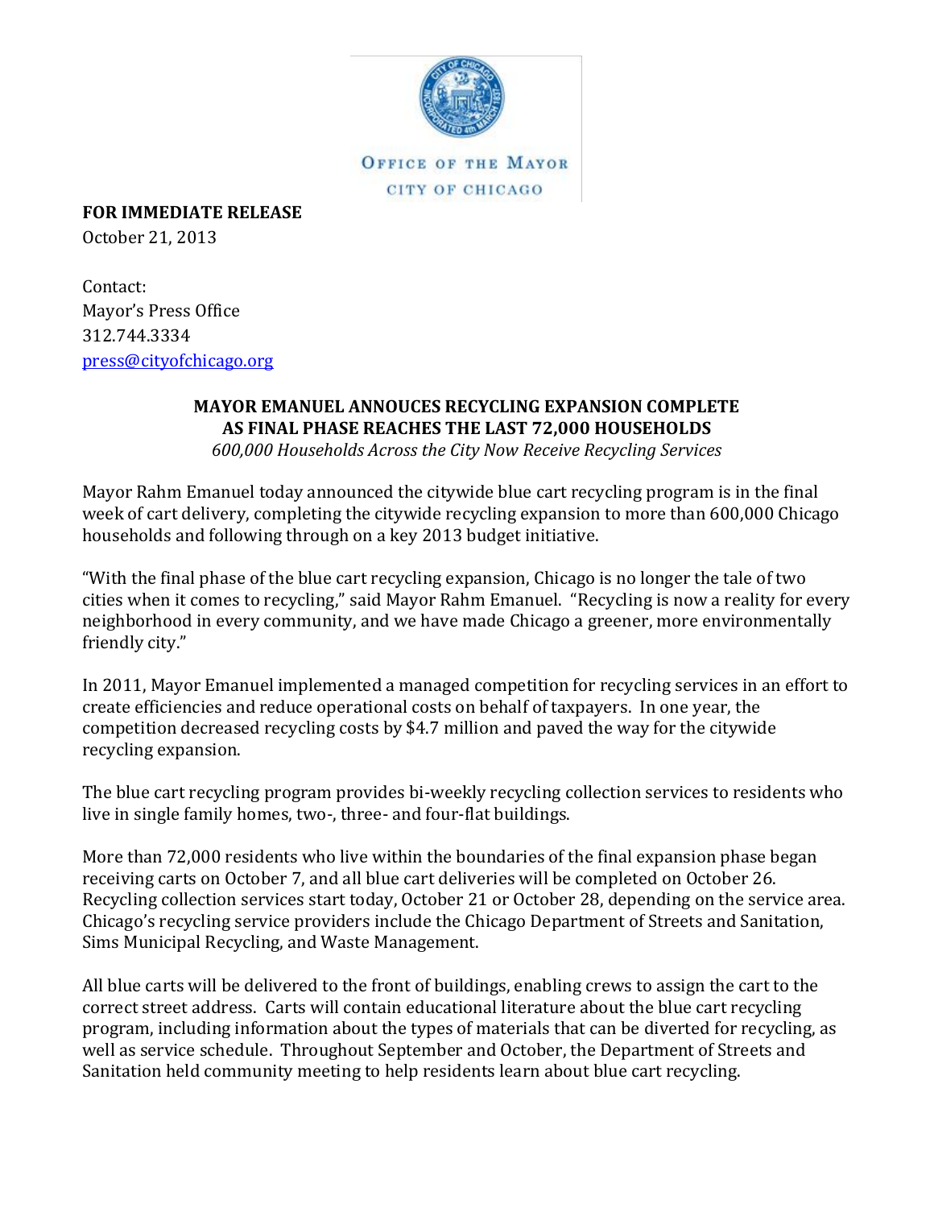OFFICE OF THE MAYOR
CITY OF CHICAGO

**FOR IMMEDIATE RELEASE**
October 21, 2013

Contact:
Mayor's Press Office
312.744.3334
press@cityofchicago.org

**MAYOR EMANUEL ANNOUCES RECYCLING EXPANSION COMPLETE AS FINAL PHASE REACHES THE LAST 72,000 HOUSEHOLDS**

*600,000 Households Across the City Now Receive Recycling Services*

Mayor Rahm Emanuel today announced the citywide blue cart recycling program is in the final week of cart delivery, completing the citywide recycling expansion to more than 600,000 Chicago households and following through on a key 2013 budget initiative.

"With the final phase of the blue cart recycling expansion, Chicago is no longer the tale of two cities when it comes to recycling," said Mayor Rahm Emanuel. "Recycling is now a reality for every neighborhood in every community, and we have made Chicago a greener, more environmentally friendly city."

In 2011, Mayor Emanuel implemented a managed competition for recycling services in an effort to create efficiencies and reduce operational costs on behalf of taxpayers. In one year, the competition decreased recycling costs by $4.7 million and paved the way for the citywide recycling expansion.

The blue cart recycling program provides bi-weekly recycling collection services to residents who live in single family homes, two-, three- and four-flat buildings.

More than 72,000 residents who live within the boundaries of the final expansion phase began receiving carts on October 7, and all blue cart deliveries will be completed on October 26. Recycling collection services start today, October 21 or October 28, depending on the service area. Chicago's recycling service providers include the Chicago Department of Streets and Sanitation, Sims Municipal Recycling, and Waste Management.

All blue carts will be delivered to the front of buildings, enabling crews to assign the cart to the correct street address. Carts will contain educational literature about the blue cart recycling program, including information about the types of materials that can be diverted for recycling, as well as service schedule. Throughout September and October, the Department of Streets and Sanitation held community meeting to help residents learn about blue cart recycling.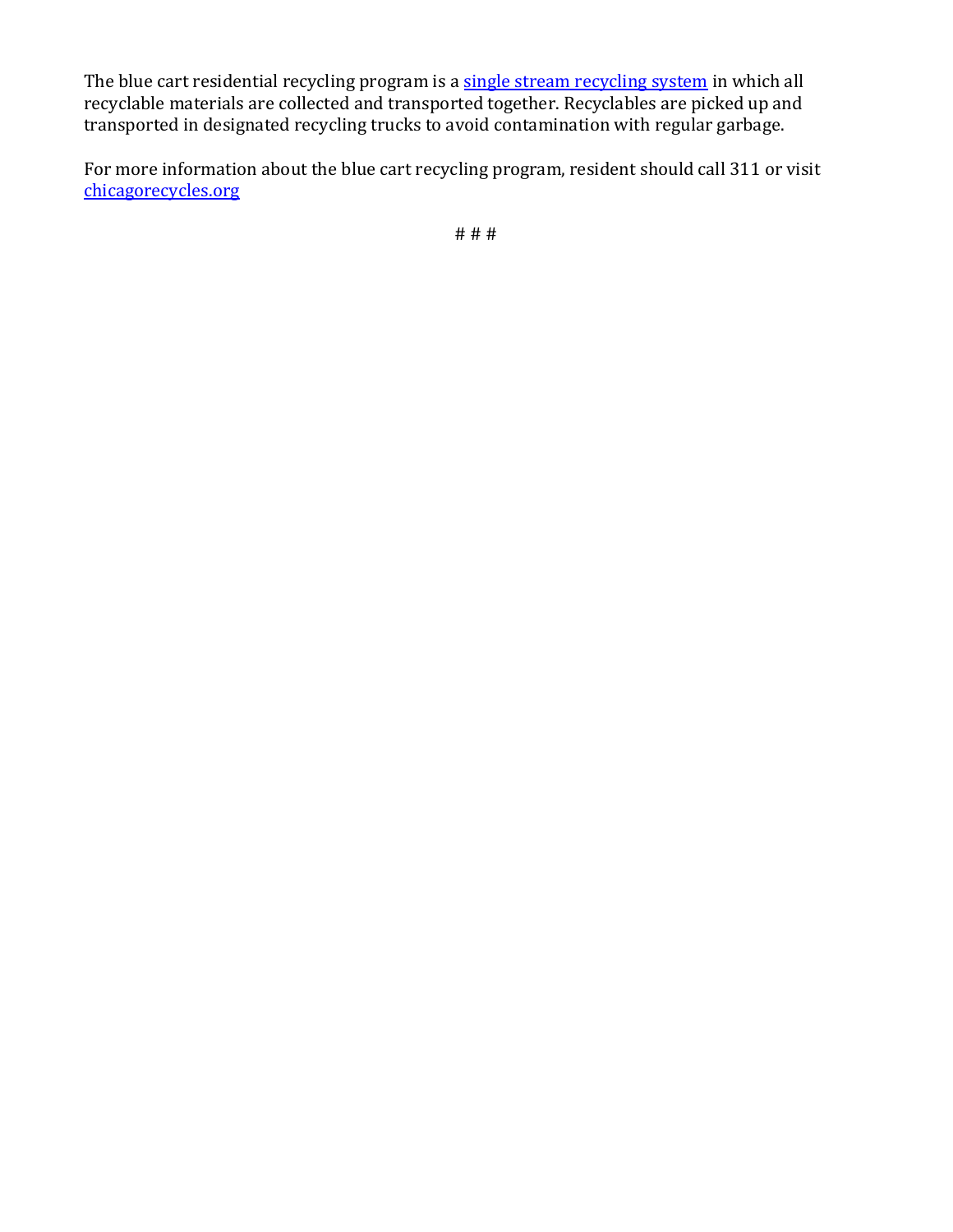The blue cart residential recycling program is a [single stream recycling system](#) in which all recyclable materials are collected and transported together. Recyclables are picked up and transported in designated recycling trucks to avoid contamination with regular garbage.

For more information about the blue cart recycling program, resident should call 311 or visit [chicagorecycles.org](#)

# # #